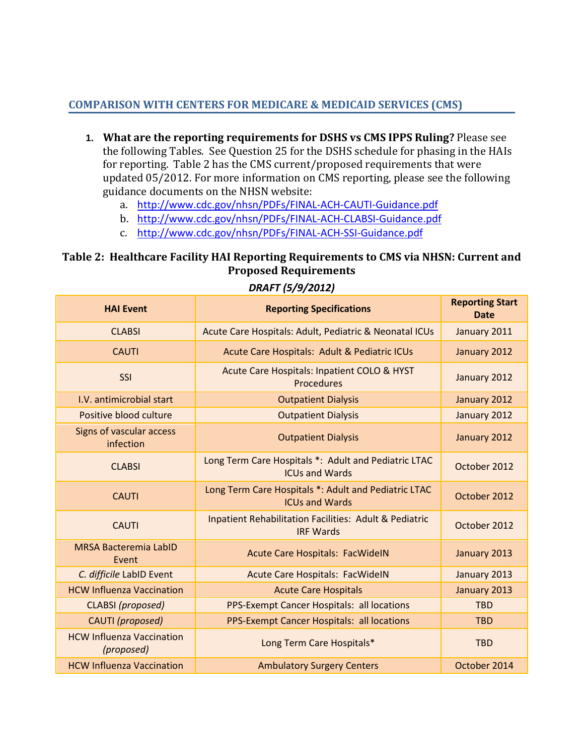## COMPARISON WITH CENTERS FOR MEDICARE & MEDICAID SERVICES (CMS)

1. **What are the reporting requirements for DSHS vs CMS IPPS Ruling?** Please see the following Tables. See Question 25 for the DSHS schedule for phasing in the HAIs for reporting. Table 2 has the CMS current/proposed requirements that were updated 05/2012. For more information on CMS reporting, please see the following guidance documents on the NHSN website:
    a. http://www.cdc.gov/nhsn/PDFs/FINAL-ACH-CAUTI-Guidance.pdf
    b. http://www.cdc.gov/nhsn/PDFs/FINAL-ACH-CLABSI-Guidance.pdf
    c. http://www.cdc.gov/nhsn/PDFs/FINAL-ACH-SSI-Guidance.pdf

**Table 2: Healthcare Facility HAI Reporting Requirements to CMS via NHSN: Current and Proposed Requirements**

***DRAFT (5/9/2012)***

| HAI Event | Reporting Specifications | Reporting Start Date |
|---|---|---|
| CLABSI | Acute Care Hospitals: Adult, Pediatric & Neonatal ICUs | January 2011 |
| CAUTI | Acute Care Hospitals: Adult & Pediatric ICUs | January 2012 |
| SSI | Acute Care Hospitals: Inpatient COLO & HYST Procedures | January 2012 |
| I.V. antimicrobial start | Outpatient Dialysis | January 2012 |
| Positive blood culture | Outpatient Dialysis | January 2012 |
| Signs of vascular access infection | Outpatient Dialysis | January 2012 |
| CLABSI | Long Term Care Hospitals *: Adult and Pediatric LTAC ICUs and Wards | October 2012 |
| CAUTI | Long Term Care Hospitals *: Adult and Pediatric LTAC ICUs and Wards | October 2012 |
| CAUTI | Inpatient Rehabilitation Facilities: Adult & Pediatric IRF Wards | October 2012 |
| MRSA Bacteremia LabID Event | Acute Care Hospitals: FacWideIN | January 2013 |
| *C. difficile* LabID Event | Acute Care Hospitals: FacWideIN | January 2013 |
| HCW Influenza Vaccination | Acute Care Hospitals | January 2013 |
| CLABSI *(proposed)* | PPS-Exempt Cancer Hospitals: all locations | TBD |
| CAUTI *(proposed)* | PPS-Exempt Cancer Hospitals: all locations | TBD |
| HCW Influenza Vaccination *(proposed)* | Long Term Care Hospitals* | TBD |
| HCW Influenza Vaccination | Ambulatory Surgery Centers | October 2014 |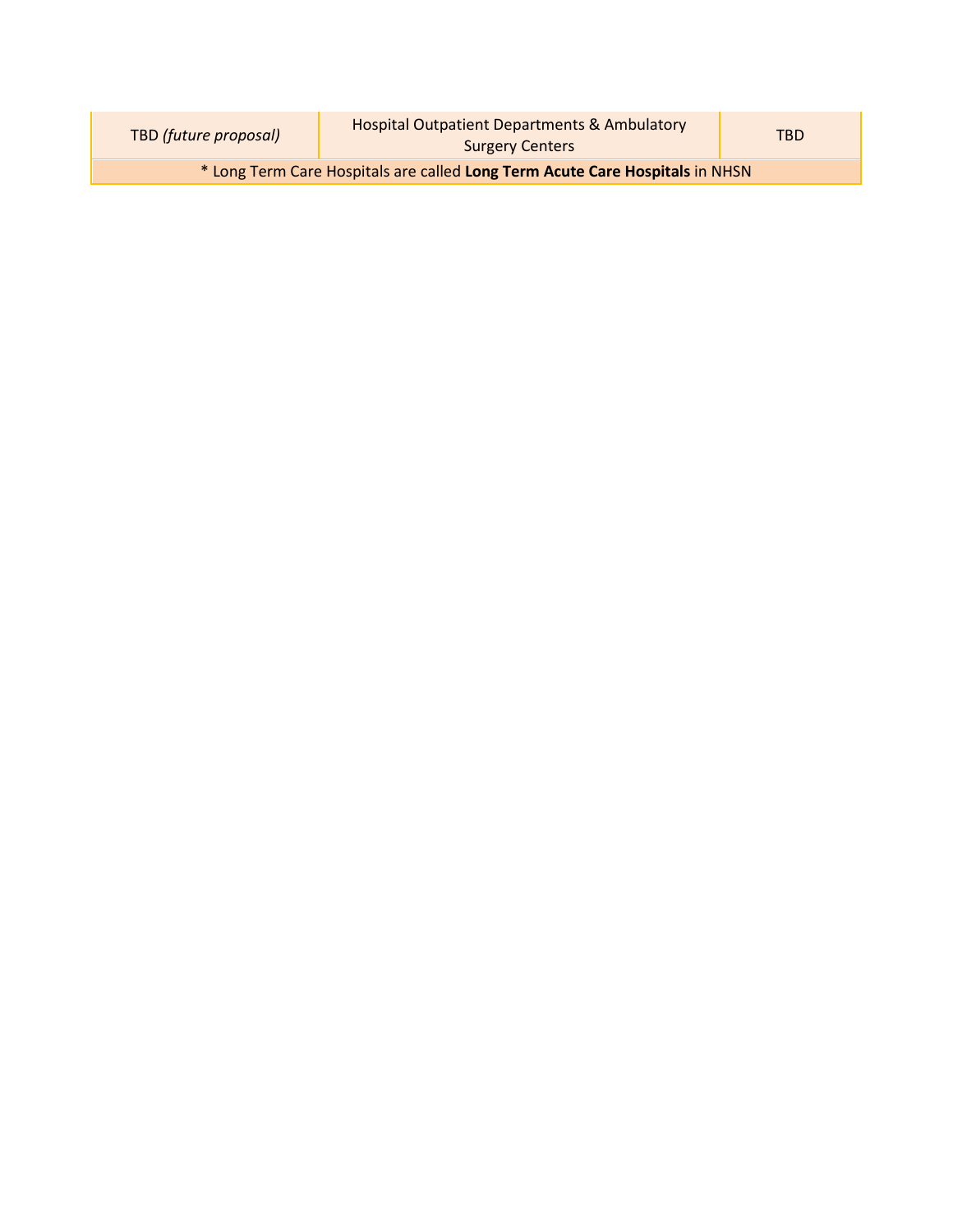| | | |
|---|---|---|
| TBD *(future proposal)* | Hospital Outpatient Departments & Ambulatory Surgery Centers | TBD |
| * Long Term Care Hospitals are called **Long Term Acute Care Hospitals** in NHSN | | |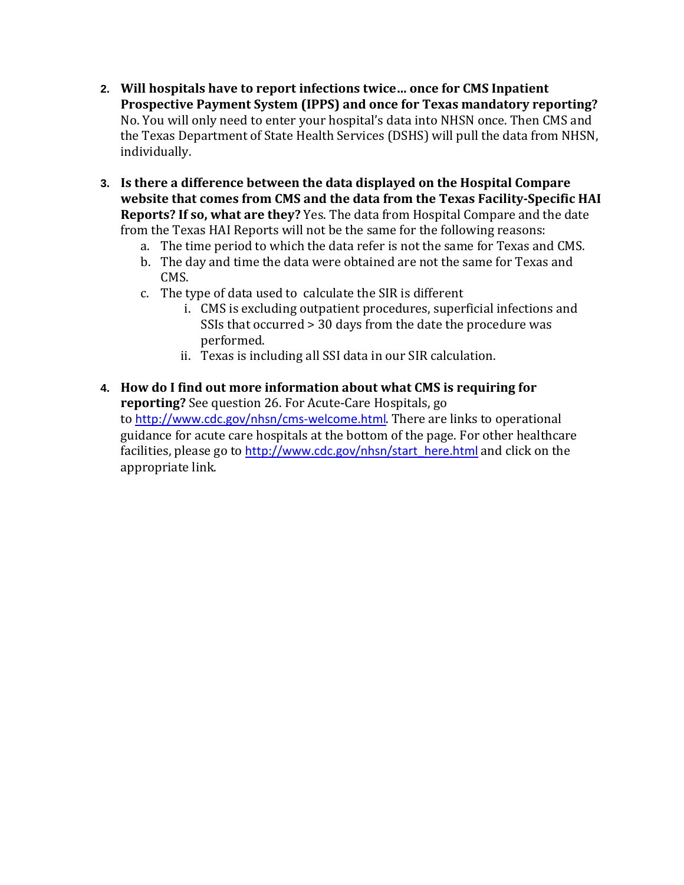2. **Will hospitals have to report infections twice… once for CMS Inpatient Prospective Payment System (IPPS) and once for Texas mandatory reporting?** No. You will only need to enter your hospital's data into NHSN once. Then CMS and the Texas Department of State Health Services (DSHS) will pull the data from NHSN, individually.

3. **Is there a difference between the data displayed on the Hospital Compare website that comes from CMS and the data from the Texas Facility-Specific HAI Reports? If so, what are they?** Yes. The data from Hospital Compare and the date from the Texas HAI Reports will not be the same for the following reasons:
   a. The time period to which the data refer is not the same for Texas and CMS.
   b. The day and time the data were obtained are not the same for Texas and CMS.
   c. The type of data used to calculate the SIR is different
      i. CMS is excluding outpatient procedures, superficial infections and SSIs that occurred > 30 days from the date the procedure was performed.
      ii. Texas is including all SSI data in our SIR calculation.

4. **How do I find out more information about what CMS is requiring for reporting?** See question 26. For Acute-Care Hospitals, go to [http://www.cdc.gov/nhsn/cms-welcome.html](http://www.cdc.gov/nhsn/cms-welcome.html). There are links to operational guidance for acute care hospitals at the bottom of the page. For other healthcare facilities, please go to [http://www.cdc.gov/nhsn/start_here.html](http://www.cdc.gov/nhsn/start_here.html) and click on the appropriate link.